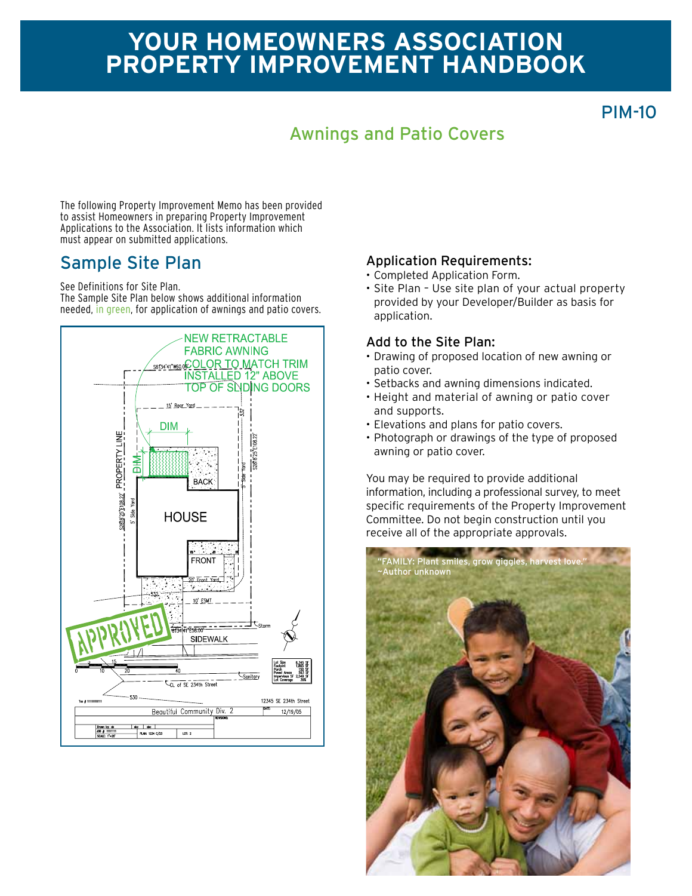# YOUR HOMEOWNERS ASSOCIATION PROPERTY IMPROVEMENT HANDBOOK

PIM-10

## Awnings and Patio Covers

The following Property Improvement Memo has been provided to assist Homeowners in preparing Property Improvement Applications to the Association. It lists information which must appear on submitted applications.

## Sample Site Plan

See Definitions for Site Plan.
The Sample Site Plan below shows additional information needed, in green, for application of awnings and patio covers.

### Application Requirements:

- Completed Application Form.
- Site Plan – Use site plan of your actual property provided by your Developer/Builder as basis for application.

### Add to the Site Plan:

- Drawing of proposed location of new awning or patio cover.
- Setbacks and awning dimensions indicated.
- Height and material of awning or patio cover and supports.
- Elevations and plans for patio covers.
- Photograph or drawings of the type of proposed awning or patio cover.

You may be required to provide additional information, including a professional survey, to meet specific requirements of the Property Improvement Committee. Do not begin construction until you receive all of the appropriate approvals.

"FAMILY: Plant smiles, grow giggles, harvest love."
~Author unknown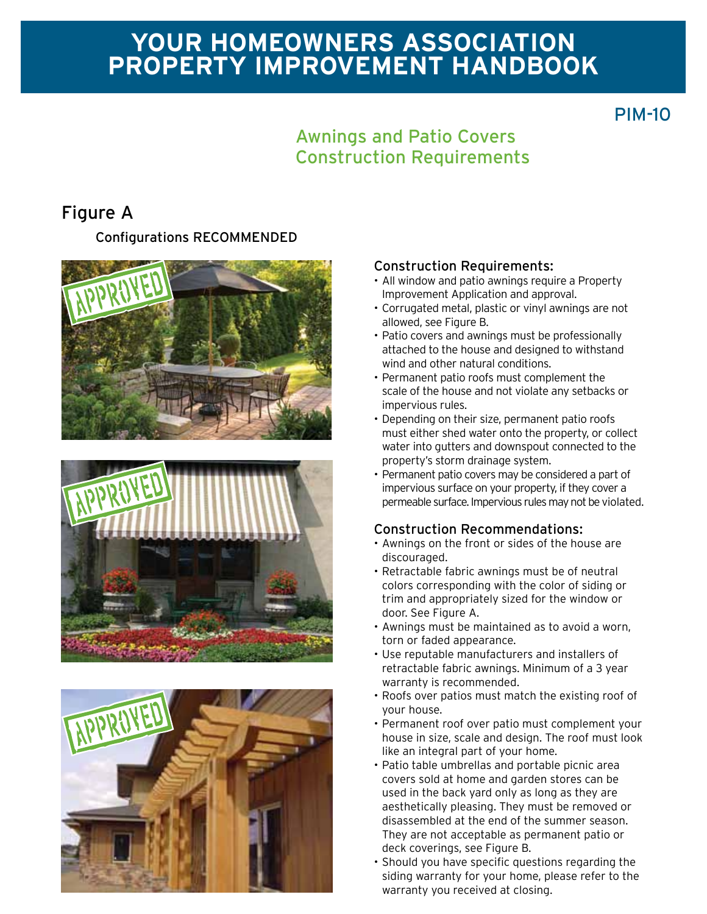# YOUR HOMEOWNERS ASSOCIATION PROPERTY IMPROVEMENT HANDBOOK

PIM-10

## Awnings and Patio Covers Construction Requirements

## Figure A

### Configurations RECOMMENDED

### Construction Requirements:

- All window and patio awnings require a Property Improvement Application and approval.
- Corrugated metal, plastic or vinyl awnings are not allowed, see Figure B.
- Patio covers and awnings must be professionally attached to the house and designed to withstand wind and other natural conditions.
- Permanent patio roofs must complement the scale of the house and not violate any setbacks or impervious rules.
- Depending on their size, permanent patio roofs must either shed water onto the property, or collect water into gutters and downspout connected to the property's storm drainage system.
- Permanent patio covers may be considered a part of impervious surface on your property, if they cover a permeable surface. Impervious rules may not be violated.

### Construction Recommendations:

- Awnings on the front or sides of the house are discouraged.
- Retractable fabric awnings must be of neutral colors corresponding with the color of siding or trim and appropriately sized for the window or door. See Figure A.
- Awnings must be maintained as to avoid a worn, torn or faded appearance.
- Use reputable manufacturers and installers of retractable fabric awnings. Minimum of a 3 year warranty is recommended.
- Roofs over patios must match the existing roof of your house.
- Permanent roof over patio must complement your house in size, scale and design. The roof must look like an integral part of your home.
- Patio table umbrellas and portable picnic area covers sold at home and garden stores can be used in the back yard only as long as they are aesthetically pleasing. They must be removed or disassembled at the end of the summer season. They are not acceptable as permanent patio or deck coverings, see Figure B.
- Should you have specific questions regarding the siding warranty for your home, please refer to the warranty you received at closing.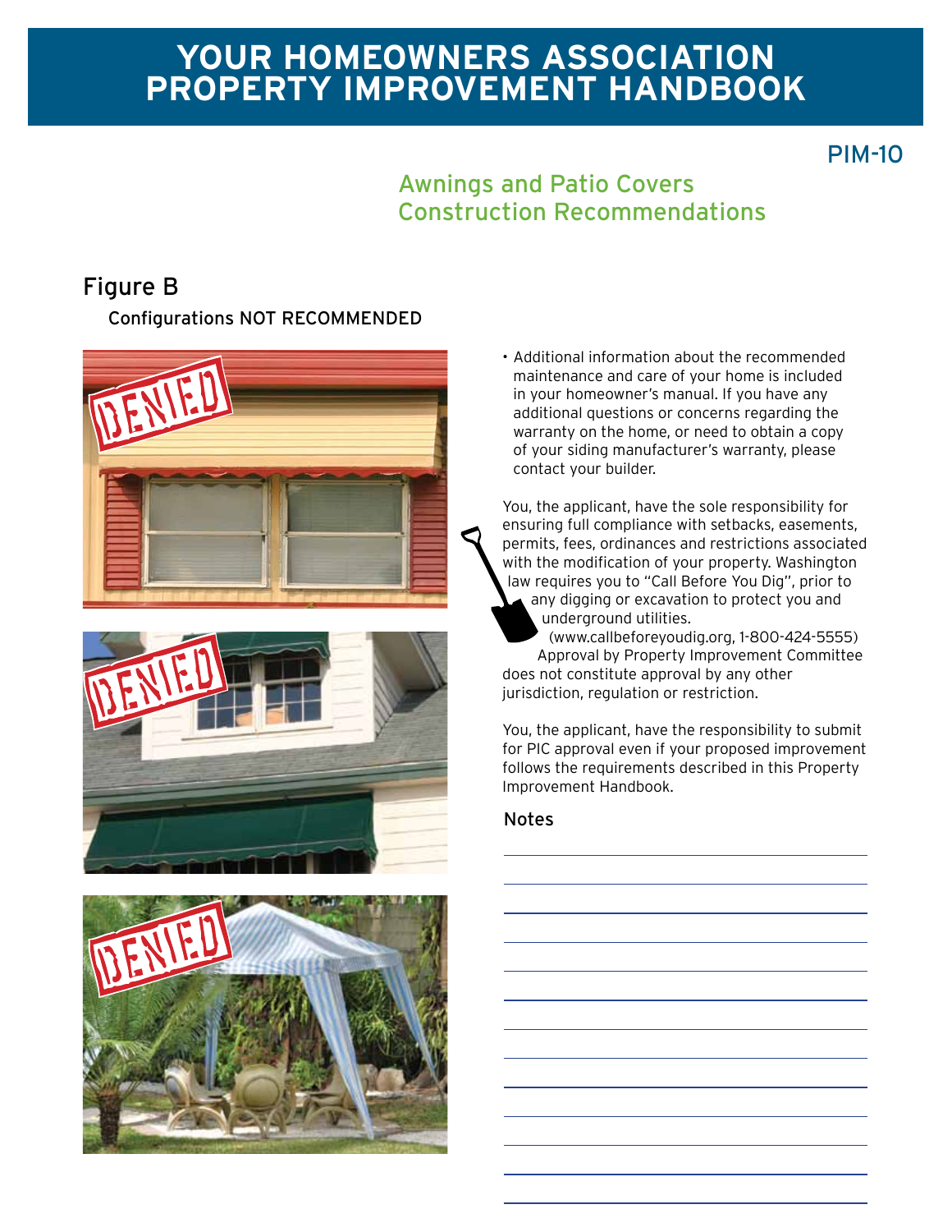# YOUR HOMEOWNERS ASSOCIATION PROPERTY IMPROVEMENT HANDBOOK

PIM-10

## Awnings and Patio Covers Construction Recommendations

### Figure B

Configurations NOT RECOMMENDED

- Additional information about the recommended maintenance and care of your home is included in your homeowner's manual. If you have any additional questions or concerns regarding the warranty on the home, or need to obtain a copy of your siding manufacturer's warranty, please contact your builder.

You, the applicant, have the sole responsibility for ensuring full compliance with setbacks, easements, permits, fees, ordinances and restrictions associated with the modification of your property. Washington law requires you to "Call Before You Dig", prior to any digging or excavation to protect you and underground utilities. (www.callbeforeyoudig.org, 1-800-424-5555) Approval by Property Improvement Committee does not constitute approval by any other jurisdiction, regulation or restriction.

You, the applicant, have the responsibility to submit for PIC approval even if your proposed improvement follows the requirements described in this Property Improvement Handbook.

Notes